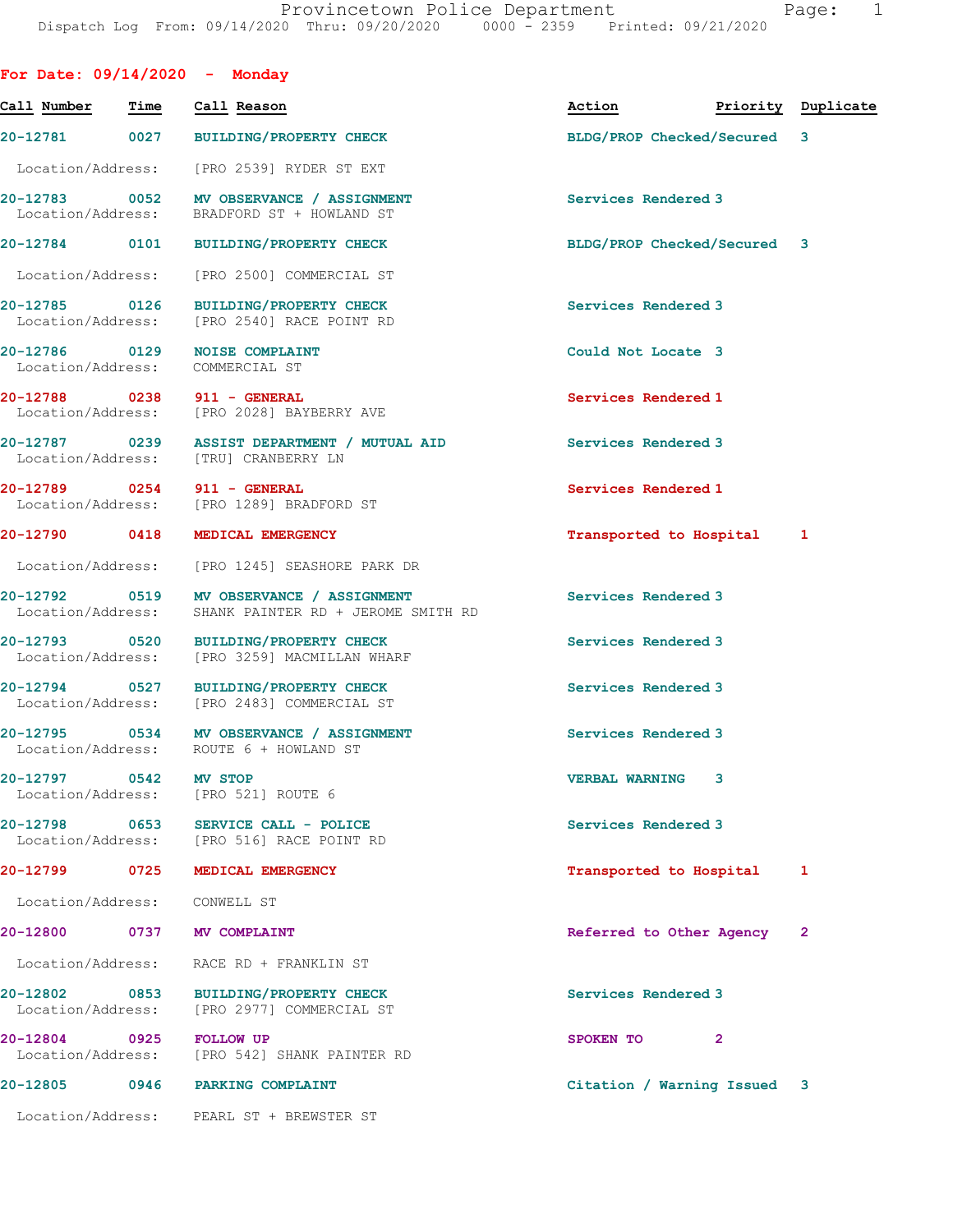Provincetown Police Department
Dispatch Log From: 09/14/2020 Thru: 09/20/2020 0000 - 2359 Printed: 09/21/2020

## For Date: 09/14/2020 - Monday

| Call Number | Time | Call Reason | Action | Priority | Duplicate |
|---|---|---|---|---|---|
| 20-12781 | 0027 | BUILDING/PROPERTY CHECK | BLDG/PROP Checked/Secured | 3 | |
| Location/Address: | | [PRO 2539] RYDER ST EXT | | | |
| 20-12783 | 0052 | MV OBSERVANCE / ASSIGNMENT | Services Rendered | 3 | |
| Location/Address: | | BRADFORD ST + HOWLAND ST | | | |
| 20-12784 | 0101 | BUILDING/PROPERTY CHECK | BLDG/PROP Checked/Secured | 3 | |
| Location/Address: | | [PRO 2500] COMMERCIAL ST | | | |
| 20-12785 | 0126 | BUILDING/PROPERTY CHECK | Services Rendered | 3 | |
| Location/Address: | | [PRO 2540] RACE POINT RD | | | |
| 20-12786 | 0129 | NOISE COMPLAINT | Could Not Locate | 3 | |
| Location/Address: | | COMMERCIAL ST | | | |
| 20-12788 | 0238 | 911 - GENERAL | Services Rendered | 1 | |
| Location/Address: | | [PRO 2028] BAYBERRY AVE | | | |
| 20-12787 | 0239 | ASSIST DEPARTMENT / MUTUAL AID | Services Rendered | 3 | |
| Location/Address: | | [TRU] CRANBERRY LN | | | |
| 20-12789 | 0254 | 911 - GENERAL | Services Rendered | 1 | |
| Location/Address: | | [PRO 1289] BRADFORD ST | | | |
| 20-12790 | 0418 | MEDICAL EMERGENCY | Transported to Hospital | 1 | |
| Location/Address: | | [PRO 1245] SEASHORE PARK DR | | | |
| 20-12792 | 0519 | MV OBSERVANCE / ASSIGNMENT | Services Rendered | 3 | |
| Location/Address: | | SHANK PAINTER RD + JEROME SMITH RD | | | |
| 20-12793 | 0520 | BUILDING/PROPERTY CHECK | Services Rendered | 3 | |
| Location/Address: | | [PRO 3259] MACMILLAN WHARF | | | |
| 20-12794 | 0527 | BUILDING/PROPERTY CHECK | Services Rendered | 3 | |
| Location/Address: | | [PRO 2483] COMMERCIAL ST | | | |
| 20-12795 | 0534 | MV OBSERVANCE / ASSIGNMENT | Services Rendered | 3 | |
| Location/Address: | | ROUTE 6 + HOWLAND ST | | | |
| 20-12797 | 0542 | MV STOP | VERBAL WARNING | 3 | |
| Location/Address: | | [PRO 521] ROUTE 6 | | | |
| 20-12798 | 0653 | SERVICE CALL - POLICE | Services Rendered | 3 | |
| Location/Address: | | [PRO 516] RACE POINT RD | | | |
| 20-12799 | 0725 | MEDICAL EMERGENCY | Transported to Hospital | 1 | |
| Location/Address: | | CONWELL ST | | | |
| 20-12800 | 0737 | MV COMPLAINT | Referred to Other Agency | 2 | |
| Location/Address: | | RACE RD + FRANKLIN ST | | | |
| 20-12802 | 0853 | BUILDING/PROPERTY CHECK | Services Rendered | 3 | |
| Location/Address: | | [PRO 2977] COMMERCIAL ST | | | |
| 20-12804 | 0925 | FOLLOW UP | SPOKEN TO | 2 | |
| Location/Address: | | [PRO 542] SHANK PAINTER RD | | | |
| 20-12805 | 0946 | PARKING COMPLAINT | Citation / Warning Issued | 3 | |
| Location/Address: | | PEARL ST + BREWSTER ST | | | |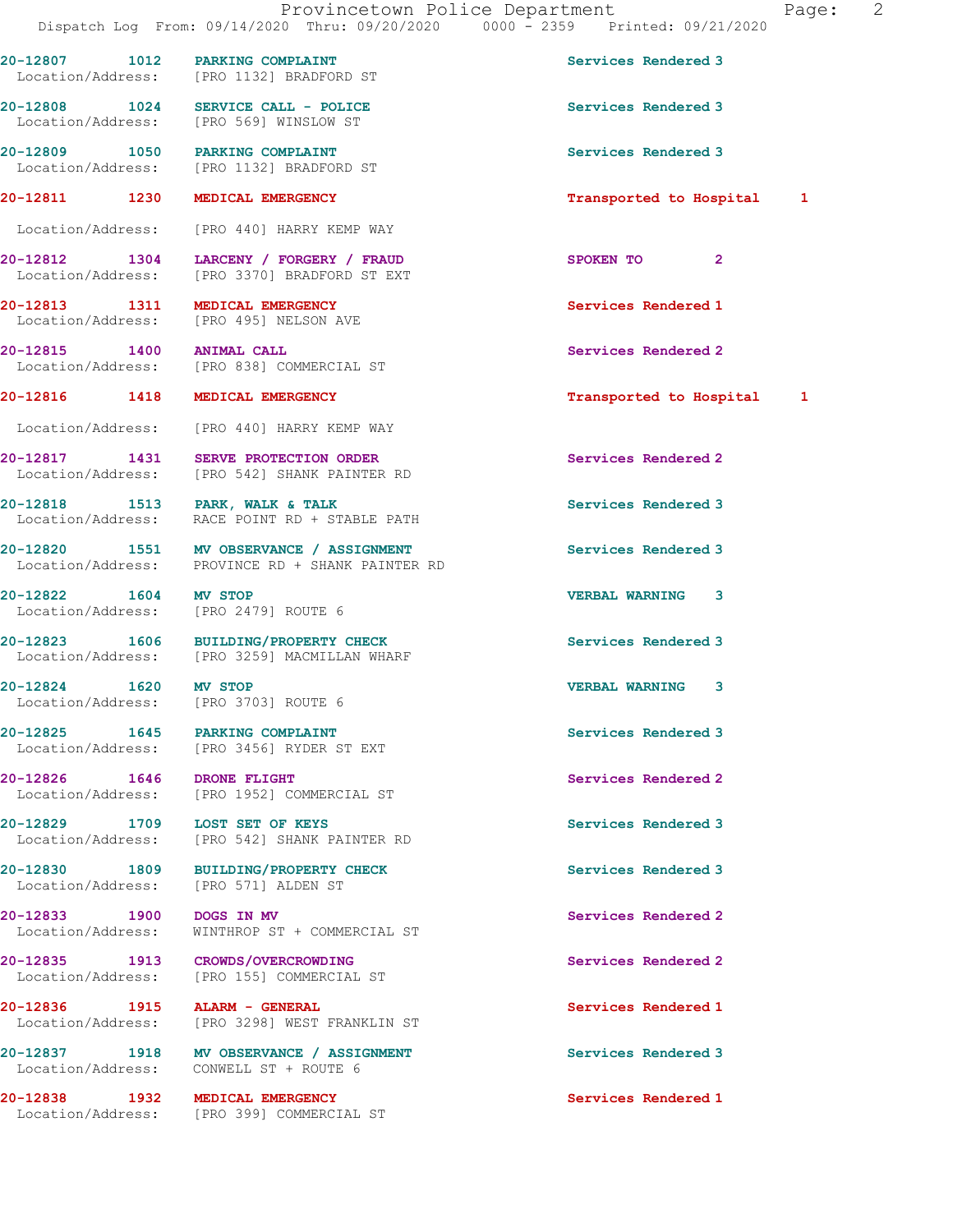20-12807 1012 PARKING COMPLAINT Services Rendered 3
Location/Address: [PRO 1132] BRADFORD ST

20-12808 1024 SERVICE CALL - POLICE Services Rendered 3
Location/Address: [PRO 569] WINSLOW ST

20-12809 1050 PARKING COMPLAINT Services Rendered 3
Location/Address: [PRO 1132] BRADFORD ST

20-12811 1230 MEDICAL EMERGENCY Transported to Hospital 1
Location/Address: [PRO 440] HARRY KEMP WAY

20-12812 1304 LARCENY / FORGERY / FRAUD SPOKEN TO 2
Location/Address: [PRO 3370] BRADFORD ST EXT

20-12813 1311 MEDICAL EMERGENCY Services Rendered 1
Location/Address: [PRO 495] NELSON AVE

20-12815 1400 ANIMAL CALL Services Rendered 2
Location/Address: [PRO 838] COMMERCIAL ST

20-12816 1418 MEDICAL EMERGENCY Transported to Hospital 1
Location/Address: [PRO 440] HARRY KEMP WAY

20-12817 1431 SERVE PROTECTION ORDER Services Rendered 2
Location/Address: [PRO 542] SHANK PAINTER RD

20-12818 1513 PARK, WALK & TALK Services Rendered 3
Location/Address: RACE POINT RD + STABLE PATH

20-12820 1551 MV OBSERVANCE / ASSIGNMENT Services Rendered 3
Location/Address: PROVINCE RD + SHANK PAINTER RD

20-12822 1604 MV STOP VERBAL WARNING 3
Location/Address: [PRO 2479] ROUTE 6

20-12823 1606 BUILDING/PROPERTY CHECK Services Rendered 3
Location/Address: [PRO 3259] MACMILLAN WHARF

20-12824 1620 MV STOP VERBAL WARNING 3
Location/Address: [PRO 3703] ROUTE 6

20-12825 1645 PARKING COMPLAINT Services Rendered 3
Location/Address: [PRO 3456] RYDER ST EXT

20-12826 1646 DRONE FLIGHT Services Rendered 2
Location/Address: [PRO 1952] COMMERCIAL ST

20-12829 1709 LOST SET OF KEYS Services Rendered 3
Location/Address: [PRO 542] SHANK PAINTER RD

20-12830 1809 BUILDING/PROPERTY CHECK Services Rendered 3
Location/Address: [PRO 571] ALDEN ST

20-12833 1900 DOGS IN MV Services Rendered 2
Location/Address: WINTHROP ST + COMMERCIAL ST

20-12835 1913 CROWDS/OVERCROWDING Services Rendered 2
Location/Address: [PRO 155] COMMERCIAL ST

20-12836 1915 ALARM - GENERAL Services Rendered 1
Location/Address: [PRO 3298] WEST FRANKLIN ST

20-12837 1918 MV OBSERVANCE / ASSIGNMENT Services Rendered 3
Location/Address: CONWELL ST + ROUTE 6

20-12838 1932 MEDICAL EMERGENCY Services Rendered 1
Location/Address: [PRO 399] COMMERCIAL ST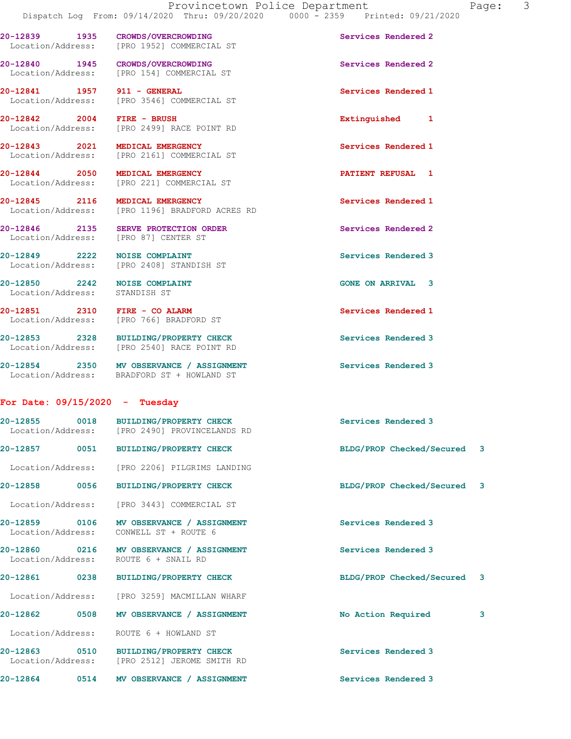20-12839 1935 CROWDS/OVERCROWDING Services Rendered 2
Location/Address: [PRO 1952] COMMERCIAL ST

20-12840 1945 CROWDS/OVERCROWDING Services Rendered 2
Location/Address: [PRO 154] COMMERCIAL ST

20-12841 1957 911 - GENERAL Services Rendered 1
Location/Address: [PRO 3546] COMMERCIAL ST

20-12842 2004 FIRE - BRUSH Extinguished 1
Location/Address: [PRO 2499] RACE POINT RD

20-12843 2021 MEDICAL EMERGENCY Services Rendered 1
Location/Address: [PRO 2161] COMMERCIAL ST

20-12844 2050 MEDICAL EMERGENCY PATIENT REFUSAL 1
Location/Address: [PRO 221] COMMERCIAL ST

20-12845 2116 MEDICAL EMERGENCY Services Rendered 1
Location/Address: [PRO 1196] BRADFORD ACRES RD

20-12846 2135 SERVE PROTECTION ORDER Services Rendered 2
Location/Address: [PRO 87] CENTER ST

20-12849 2222 NOISE COMPLAINT Services Rendered 3
Location/Address: [PRO 2408] STANDISH ST

20-12850 2242 NOISE COMPLAINT GONE ON ARRIVAL 3
Location/Address: STANDISH ST

20-12851 2310 FIRE - CO ALARM Services Rendered 1
Location/Address: [PRO 766] BRADFORD ST

20-12853 2328 BUILDING/PROPERTY CHECK Services Rendered 3
Location/Address: [PRO 2540] RACE POINT RD

20-12854 2350 MV OBSERVANCE / ASSIGNMENT Services Rendered 3
Location/Address: BRADFORD ST + HOWLAND ST

**For Date: 09/15/2020 - Tuesday**

20-12855 0018 BUILDING/PROPERTY CHECK Services Rendered 3
Location/Address: [PRO 2490] PROVINCELANDS RD

20-12857 0051 BUILDING/PROPERTY CHECK BLDG/PROP Checked/Secured 3
Location/Address: [PRO 2206] PILGRIMS LANDING

20-12858 0056 BUILDING/PROPERTY CHECK BLDG/PROP Checked/Secured 3
Location/Address: [PRO 3443] COMMERCIAL ST

20-12859 0106 MV OBSERVANCE / ASSIGNMENT Services Rendered 3
Location/Address: CONWELL ST + ROUTE 6

20-12860 0216 MV OBSERVANCE / ASSIGNMENT Services Rendered 3
Location/Address: ROUTE 6 + SNAIL RD

20-12861 0238 BUILDING/PROPERTY CHECK BLDG/PROP Checked/Secured 3
Location/Address: [PRO 3259] MACMILLAN WHARF

20-12862 0508 MV OBSERVANCE / ASSIGNMENT No Action Required 3
Location/Address: ROUTE 6 + HOWLAND ST

20-12863 0510 BUILDING/PROPERTY CHECK Services Rendered 3
Location/Address: [PRO 2512] JEROME SMITH RD

20-12864 0514 MV OBSERVANCE / ASSIGNMENT Services Rendered 3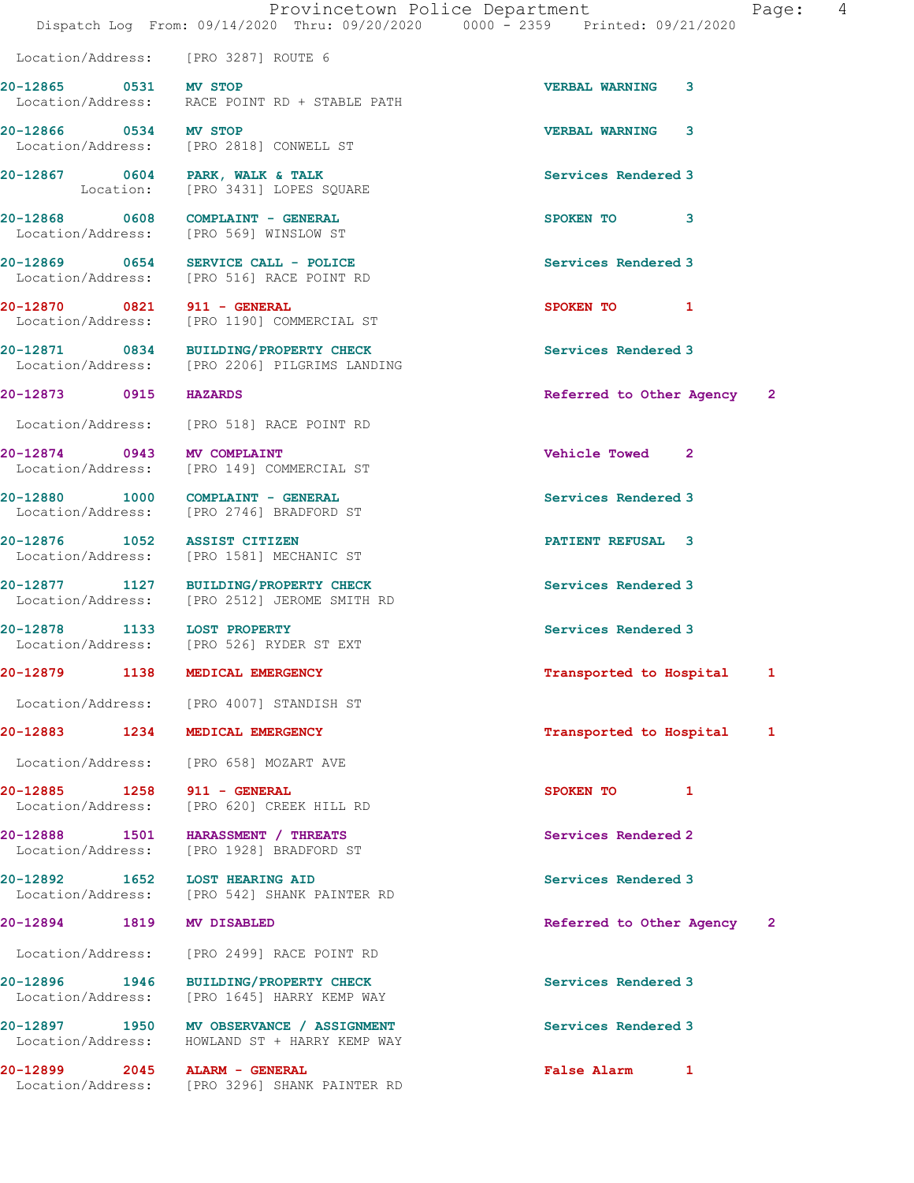Location/Address: [PRO 3287] ROUTE 6

20-12865 0531 MV STOP VERBAL WARNING 3
Location/Address: RACE POINT RD + STABLE PATH

20-12866 0534 MV STOP VERBAL WARNING 3
Location/Address: [PRO 2818] CONWELL ST

20-12867 0604 PARK, WALK & TALK Services Rendered 3
Location: [PRO 3431] LOPES SQUARE

20-12868 0608 COMPLAINT - GENERAL SPOKEN TO 3
Location/Address: [PRO 569] WINSLOW ST

20-12869 0654 SERVICE CALL - POLICE Services Rendered 3
Location/Address: [PRO 516] RACE POINT RD

20-12870 0821 911 - GENERAL SPOKEN TO 1
Location/Address: [PRO 1190] COMMERCIAL ST

20-12871 0834 BUILDING/PROPERTY CHECK Services Rendered 3
Location/Address: [PRO 2206] PILGRIMS LANDING

20-12873 0915 HAZARDS Referred to Other Agency 2
Location/Address: [PRO 518] RACE POINT RD

20-12874 0943 MV COMPLAINT Vehicle Towed 2
Location/Address: [PRO 149] COMMERCIAL ST

20-12880 1000 COMPLAINT - GENERAL Services Rendered 3
Location/Address: [PRO 2746] BRADFORD ST

20-12876 1052 ASSIST CITIZEN PATIENT REFUSAL 3
Location/Address: [PRO 1581] MECHANIC ST

20-12877 1127 BUILDING/PROPERTY CHECK Services Rendered 3
Location/Address: [PRO 2512] JEROME SMITH RD

20-12878 1133 LOST PROPERTY Services Rendered 3
Location/Address: [PRO 526] RYDER ST EXT

20-12879 1138 MEDICAL EMERGENCY Transported to Hospital 1
Location/Address: [PRO 4007] STANDISH ST

20-12883 1234 MEDICAL EMERGENCY Transported to Hospital 1
Location/Address: [PRO 658] MOZART AVE

20-12885 1258 911 - GENERAL SPOKEN TO 1
Location/Address: [PRO 620] CREEK HILL RD

20-12888 1501 HARASSMENT / THREATS Services Rendered 2
Location/Address: [PRO 1928] BRADFORD ST

20-12892 1652 LOST HEARING AID Services Rendered 3
Location/Address: [PRO 542] SHANK PAINTER RD

20-12894 1819 MV DISABLED Referred to Other Agency 2
Location/Address: [PRO 2499] RACE POINT RD

20-12896 1946 BUILDING/PROPERTY CHECK Services Rendered 3
Location/Address: [PRO 1645] HARRY KEMP WAY

20-12897 1950 MV OBSERVANCE / ASSIGNMENT Services Rendered 3
Location/Address: HOWLAND ST + HARRY KEMP WAY

20-12899 2045 ALARM - GENERAL False Alarm 1
Location/Address: [PRO 3296] SHANK PAINTER RD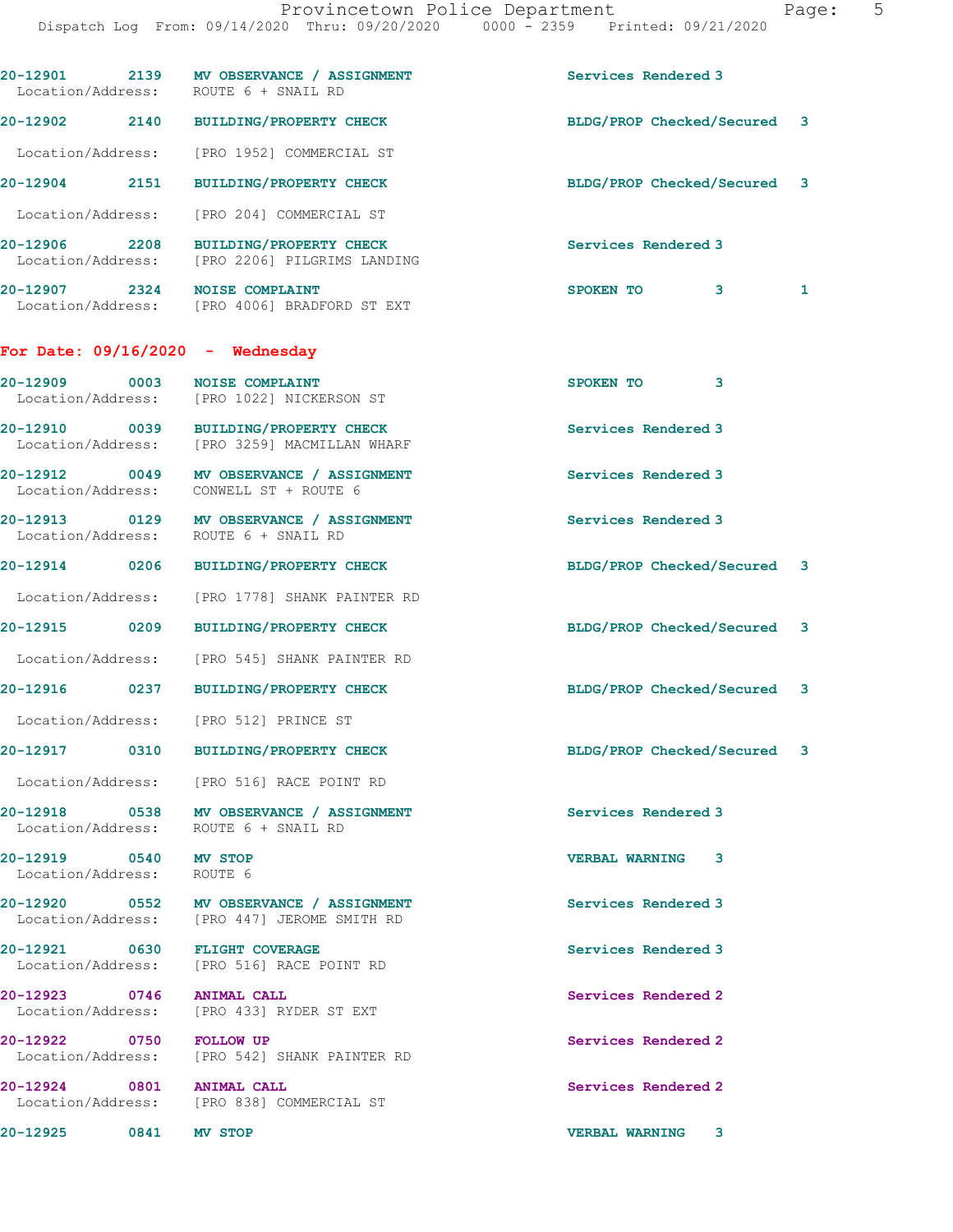20-12901 2139 MV OBSERVANCE / ASSIGNMENT Services Rendered 3
Location/Address: ROUTE 6 + SNAIL RD

20-12902 2140 BUILDING/PROPERTY CHECK BLDG/PROP Checked/Secured 3
Location/Address: [PRO 1952] COMMERCIAL ST

20-12904 2151 BUILDING/PROPERTY CHECK BLDG/PROP Checked/Secured 3
Location/Address: [PRO 204] COMMERCIAL ST

20-12906 2208 BUILDING/PROPERTY CHECK Services Rendered 3
Location/Address: [PRO 2206] PILGRIMS LANDING

20-12907 2324 NOISE COMPLAINT SPOKEN TO 3 1
Location/Address: [PRO 4006] BRADFORD ST EXT

**For Date: 09/16/2020 - Wednesday**

20-12909 0003 NOISE COMPLAINT SPOKEN TO 3
Location/Address: [PRO 1022] NICKERSON ST

20-12910 0039 BUILDING/PROPERTY CHECK Services Rendered 3
Location/Address: [PRO 3259] MACMILLAN WHARF

20-12912 0049 MV OBSERVANCE / ASSIGNMENT Services Rendered 3
Location/Address: CONWELL ST + ROUTE 6

20-12913 0129 MV OBSERVANCE / ASSIGNMENT Services Rendered 3
Location/Address: ROUTE 6 + SNAIL RD

20-12914 0206 BUILDING/PROPERTY CHECK BLDG/PROP Checked/Secured 3
Location/Address: [PRO 1778] SHANK PAINTER RD

20-12915 0209 BUILDING/PROPERTY CHECK BLDG/PROP Checked/Secured 3
Location/Address: [PRO 545] SHANK PAINTER RD

20-12916 0237 BUILDING/PROPERTY CHECK BLDG/PROP Checked/Secured 3
Location/Address: [PRO 512] PRINCE ST

20-12917 0310 BUILDING/PROPERTY CHECK BLDG/PROP Checked/Secured 3
Location/Address: [PRO 516] RACE POINT RD

20-12918 0538 MV OBSERVANCE / ASSIGNMENT Services Rendered 3
Location/Address: ROUTE 6 + SNAIL RD

20-12919 0540 MV STOP VERBAL WARNING 3
Location/Address: ROUTE 6

20-12920 0552 MV OBSERVANCE / ASSIGNMENT Services Rendered 3
Location/Address: [PRO 447] JEROME SMITH RD

20-12921 0630 FLIGHT COVERAGE Services Rendered 3
Location/Address: [PRO 516] RACE POINT RD

20-12923 0746 ANIMAL CALL Services Rendered 2
Location/Address: [PRO 433] RYDER ST EXT

20-12922 0750 FOLLOW UP Services Rendered 2
Location/Address: [PRO 542] SHANK PAINTER RD

20-12924 0801 ANIMAL CALL Services Rendered 2
Location/Address: [PRO 838] COMMERCIAL ST

20-12925 0841 MV STOP VERBAL WARNING 3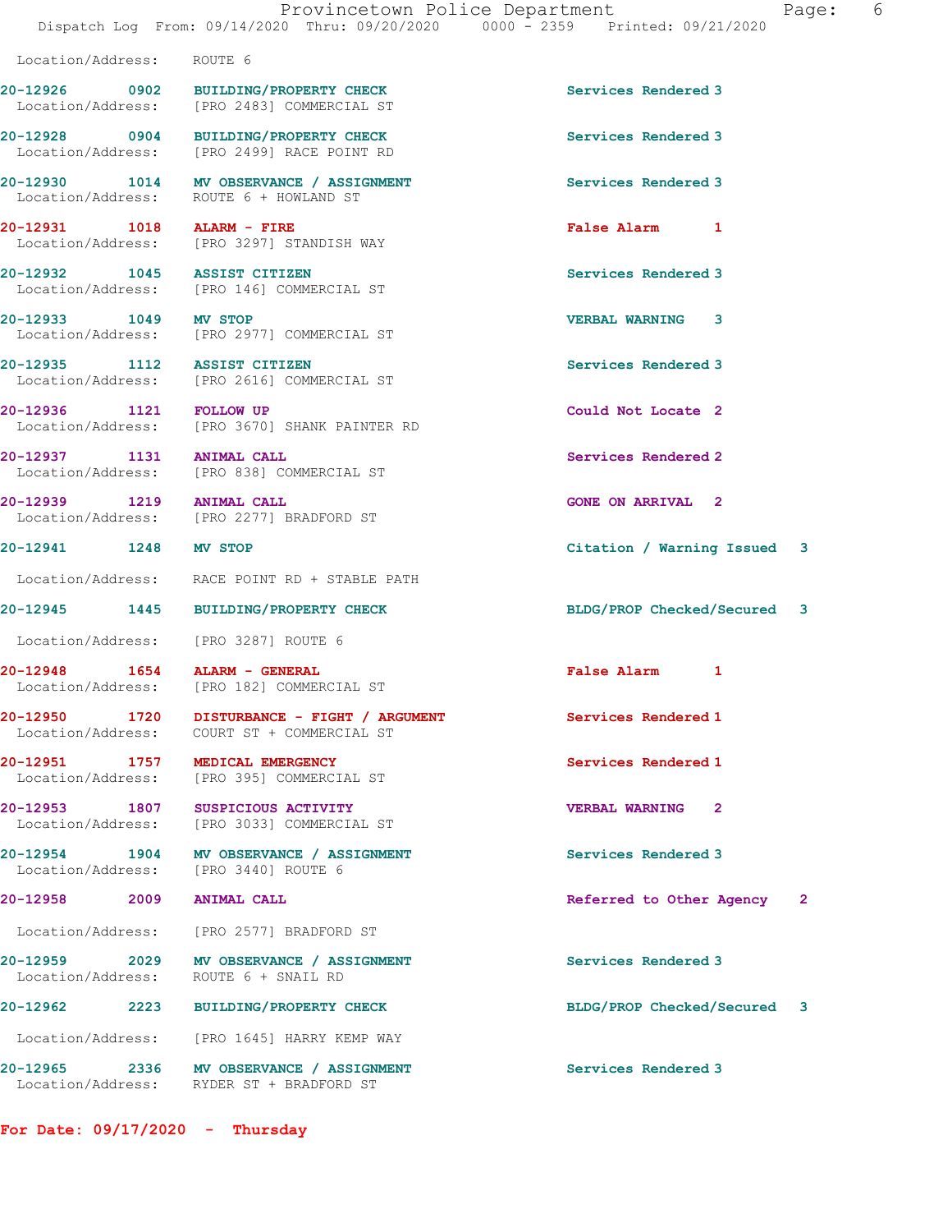Location/Address: ROUTE 6

20-12926 0902 BUILDING/PROPERTY CHECK Services Rendered 3
Location/Address: [PRO 2483] COMMERCIAL ST

20-12928 0904 BUILDING/PROPERTY CHECK Services Rendered 3
Location/Address: [PRO 2499] RACE POINT RD

20-12930 1014 MV OBSERVANCE / ASSIGNMENT Services Rendered 3
Location/Address: ROUTE 6 + HOWLAND ST

20-12931 1018 ALARM - FIRE False Alarm 1
Location/Address: [PRO 3297] STANDISH WAY

20-12932 1045 ASSIST CITIZEN Services Rendered 3
Location/Address: [PRO 146] COMMERCIAL ST

20-12933 1049 MV STOP VERBAL WARNING 3
Location/Address: [PRO 2977] COMMERCIAL ST

20-12935 1112 ASSIST CITIZEN Services Rendered 3
Location/Address: [PRO 2616] COMMERCIAL ST

20-12936 1121 FOLLOW UP Could Not Locate 2
Location/Address: [PRO 3670] SHANK PAINTER RD

20-12937 1131 ANIMAL CALL Services Rendered 2
Location/Address: [PRO 838] COMMERCIAL ST

20-12939 1219 ANIMAL CALL GONE ON ARRIVAL 2
Location/Address: [PRO 2277] BRADFORD ST

20-12941 1248 MV STOP Citation / Warning Issued 3
Location/Address: RACE POINT RD + STABLE PATH

20-12945 1445 BUILDING/PROPERTY CHECK BLDG/PROP Checked/Secured 3
Location/Address: [PRO 3287] ROUTE 6

20-12948 1654 ALARM - GENERAL False Alarm 1
Location/Address: [PRO 182] COMMERCIAL ST

20-12950 1720 DISTURBANCE - FIGHT / ARGUMENT Services Rendered 1
Location/Address: COURT ST + COMMERCIAL ST

20-12951 1757 MEDICAL EMERGENCY Services Rendered 1
Location/Address: [PRO 395] COMMERCIAL ST

20-12953 1807 SUSPICIOUS ACTIVITY VERBAL WARNING 2
Location/Address: [PRO 3033] COMMERCIAL ST

20-12954 1904 MV OBSERVANCE / ASSIGNMENT Services Rendered 3
Location/Address: [PRO 3440] ROUTE 6

20-12958 2009 ANIMAL CALL Referred to Other Agency 2
Location/Address: [PRO 2577] BRADFORD ST

20-12959 2029 MV OBSERVANCE / ASSIGNMENT Services Rendered 3
Location/Address: ROUTE 6 + SNAIL RD

20-12962 2223 BUILDING/PROPERTY CHECK BLDG/PROP Checked/Secured 3
Location/Address: [PRO 1645] HARRY KEMP WAY

20-12965 2336 MV OBSERVANCE / ASSIGNMENT Services Rendered 3
Location/Address: RYDER ST + BRADFORD ST

**For Date: 09/17/2020 - Thursday**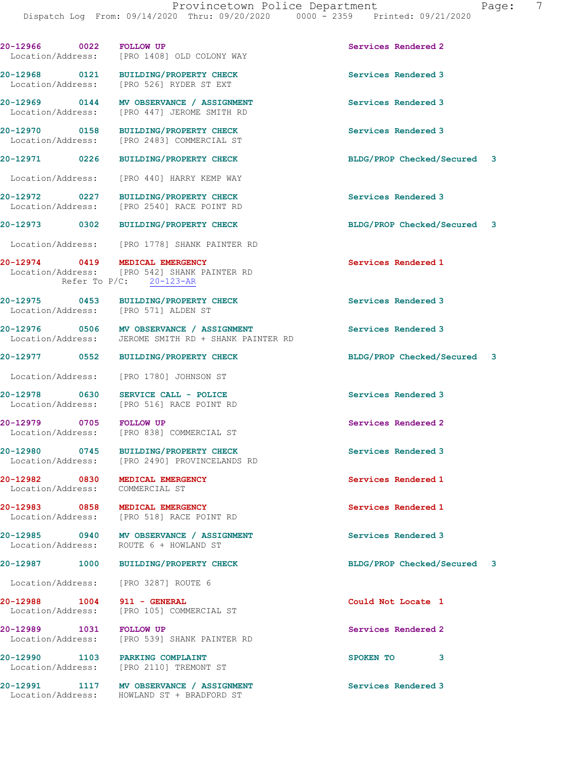| Call Number | Time | Call Reason | Action | Priority |
|---|---|---|---|---|
| 20-12966 | 0022 | FOLLOW UP | Services Rendered | 2 |
| Location/Address: [PRO 1408] OLD COLONY WAY | | | | |
| 20-12968 | 0121 | BUILDING/PROPERTY CHECK | Services Rendered | 3 |
| Location/Address: [PRO 526] RYDER ST EXT | | | | |
| 20-12969 | 0144 | MV OBSERVANCE / ASSIGNMENT | Services Rendered | 3 |
| Location/Address: [PRO 447] JEROME SMITH RD | | | | |
| 20-12970 | 0158 | BUILDING/PROPERTY CHECK | Services Rendered | 3 |
| Location/Address: [PRO 2483] COMMERCIAL ST | | | | |
| 20-12971 | 0226 | BUILDING/PROPERTY CHECK | BLDG/PROP Checked/Secured | 3 |
| Location/Address: [PRO 440] HARRY KEMP WAY | | | | |
| 20-12972 | 0227 | BUILDING/PROPERTY CHECK | Services Rendered | 3 |
| Location/Address: [PRO 2540] RACE POINT RD | | | | |
| 20-12973 | 0302 | BUILDING/PROPERTY CHECK | BLDG/PROP Checked/Secured | 3 |
| Location/Address: [PRO 1778] SHANK PAINTER RD | | | | |
| 20-12974 | 0419 | MEDICAL EMERGENCY | Services Rendered | 1 |
| Location/Address: [PRO 542] SHANK PAINTER RD; Refer To P/C: 20-123-AR | | | | |
| 20-12975 | 0453 | BUILDING/PROPERTY CHECK | Services Rendered | 3 |
| Location/Address: [PRO 571] ALDEN ST | | | | |
| 20-12976 | 0506 | MV OBSERVANCE / ASSIGNMENT | Services Rendered | 3 |
| Location/Address: JEROME SMITH RD + SHANK PAINTER RD | | | | |
| 20-12977 | 0552 | BUILDING/PROPERTY CHECK | BLDG/PROP Checked/Secured | 3 |
| Location/Address: [PRO 1780] JOHNSON ST | | | | |
| 20-12978 | 0630 | SERVICE CALL - POLICE | Services Rendered | 3 |
| Location/Address: [PRO 516] RACE POINT RD | | | | |
| 20-12979 | 0705 | FOLLOW UP | Services Rendered | 2 |
| Location/Address: [PRO 838] COMMERCIAL ST | | | | |
| 20-12980 | 0745 | BUILDING/PROPERTY CHECK | Services Rendered | 3 |
| Location/Address: [PRO 2490] PROVINCELANDS RD | | | | |
| 20-12982 | 0830 | MEDICAL EMERGENCY | Services Rendered | 1 |
| Location/Address: COMMERCIAL ST | | | | |
| 20-12983 | 0858 | MEDICAL EMERGENCY | Services Rendered | 1 |
| Location/Address: [PRO 518] RACE POINT RD | | | | |
| 20-12985 | 0940 | MV OBSERVANCE / ASSIGNMENT | Services Rendered | 3 |
| Location/Address: ROUTE 6 + HOWLAND ST | | | | |
| 20-12987 | 1000 | BUILDING/PROPERTY CHECK | BLDG/PROP Checked/Secured | 3 |
| Location/Address: [PRO 3287] ROUTE 6 | | | | |
| 20-12988 | 1004 | 911 - GENERAL | Could Not Locate | 1 |
| Location/Address: [PRO 105] COMMERCIAL ST | | | | |
| 20-12989 | 1031 | FOLLOW UP | Services Rendered | 2 |
| Location/Address: [PRO 539] SHANK PAINTER RD | | | | |
| 20-12990 | 1103 | PARKING COMPLAINT | SPOKEN TO | 3 |
| Location/Address: [PRO 2110] TREMONT ST | | | | |
| 20-12991 | 1117 | MV OBSERVANCE / ASSIGNMENT | Services Rendered | 3 |
| Location/Address: HOWLAND ST + BRADFORD ST | | | | |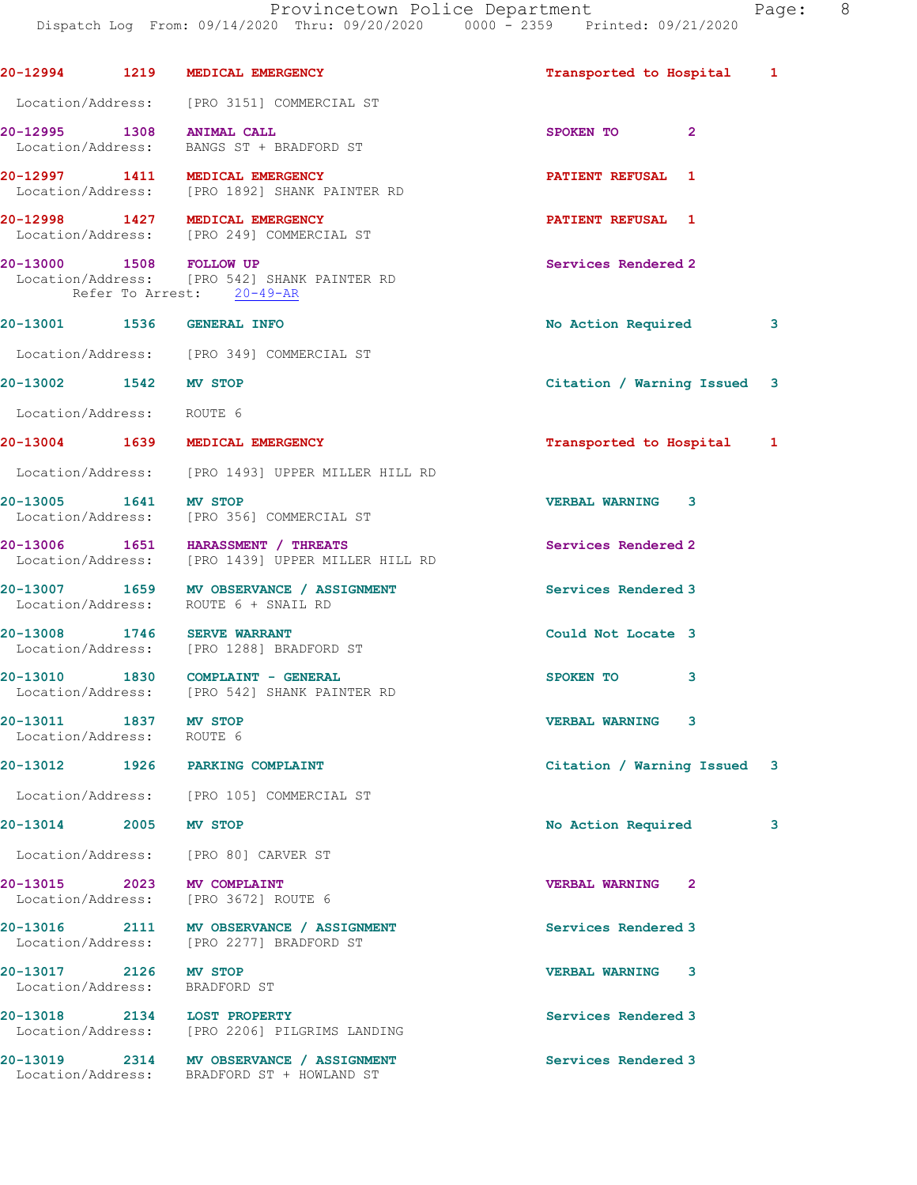| Call Number | Time | Call Reason | Action | Priority |
|---|---|---|---|---|
| 20-12994 | 1219 | MEDICAL EMERGENCY | Transported to Hospital | 1 |
| Location/Address: [PRO 3151] COMMERCIAL ST | | | | |
| 20-12995 | 1308 | ANIMAL CALL | SPOKEN TO | 2 |
| Location/Address: BANGS ST + BRADFORD ST | | | | |
| 20-12997 | 1411 | MEDICAL EMERGENCY | PATIENT REFUSAL | 1 |
| Location/Address: [PRO 1892] SHANK PAINTER RD | | | | |
| 20-12998 | 1427 | MEDICAL EMERGENCY | PATIENT REFUSAL | 1 |
| Location/Address: [PRO 249] COMMERCIAL ST | | | | |
| 20-13000 | 1508 | FOLLOW UP | Services Rendered | 2 |
| Location/Address: [PRO 542] SHANK PAINTER RD; Refer To Arrest: 20-49-AR | | | | |
| 20-13001 | 1536 | GENERAL INFO | No Action Required | 3 |
| Location/Address: [PRO 349] COMMERCIAL ST | | | | |
| 20-13002 | 1542 | MV STOP | Citation / Warning Issued | 3 |
| Location/Address: ROUTE 6 | | | | |
| 20-13004 | 1639 | MEDICAL EMERGENCY | Transported to Hospital | 1 |
| Location/Address: [PRO 1493] UPPER MILLER HILL RD | | | | |
| 20-13005 | 1641 | MV STOP | VERBAL WARNING | 3 |
| Location/Address: [PRO 356] COMMERCIAL ST | | | | |
| 20-13006 | 1651 | HARASSMENT / THREATS | Services Rendered | 2 |
| Location/Address: [PRO 1439] UPPER MILLER HILL RD | | | | |
| 20-13007 | 1659 | MV OBSERVANCE / ASSIGNMENT | Services Rendered | 3 |
| Location/Address: ROUTE 6 + SNAIL RD | | | | |
| 20-13008 | 1746 | SERVE WARRANT | Could Not Locate | 3 |
| Location/Address: [PRO 1288] BRADFORD ST | | | | |
| 20-13010 | 1830 | COMPLAINT - GENERAL | SPOKEN TO | 3 |
| Location/Address: [PRO 542] SHANK PAINTER RD | | | | |
| 20-13011 | 1837 | MV STOP | VERBAL WARNING | 3 |
| Location/Address: ROUTE 6 | | | | |
| 20-13012 | 1926 | PARKING COMPLAINT | Citation / Warning Issued | 3 |
| Location/Address: [PRO 105] COMMERCIAL ST | | | | |
| 20-13014 | 2005 | MV STOP | No Action Required | 3 |
| Location/Address: [PRO 80] CARVER ST | | | | |
| 20-13015 | 2023 | MV COMPLAINT | VERBAL WARNING | 2 |
| Location/Address: [PRO 3672] ROUTE 6 | | | | |
| 20-13016 | 2111 | MV OBSERVANCE / ASSIGNMENT | Services Rendered | 3 |
| Location/Address: [PRO 2277] BRADFORD ST | | | | |
| 20-13017 | 2126 | MV STOP | VERBAL WARNING | 3 |
| Location/Address: BRADFORD ST | | | | |
| 20-13018 | 2134 | LOST PROPERTY | Services Rendered | 3 |
| Location/Address: [PRO 2206] PILGRIMS LANDING | | | | |
| 20-13019 | 2314 | MV OBSERVANCE / ASSIGNMENT | Services Rendered | 3 |
| Location/Address: BRADFORD ST + HOWLAND ST | | | | |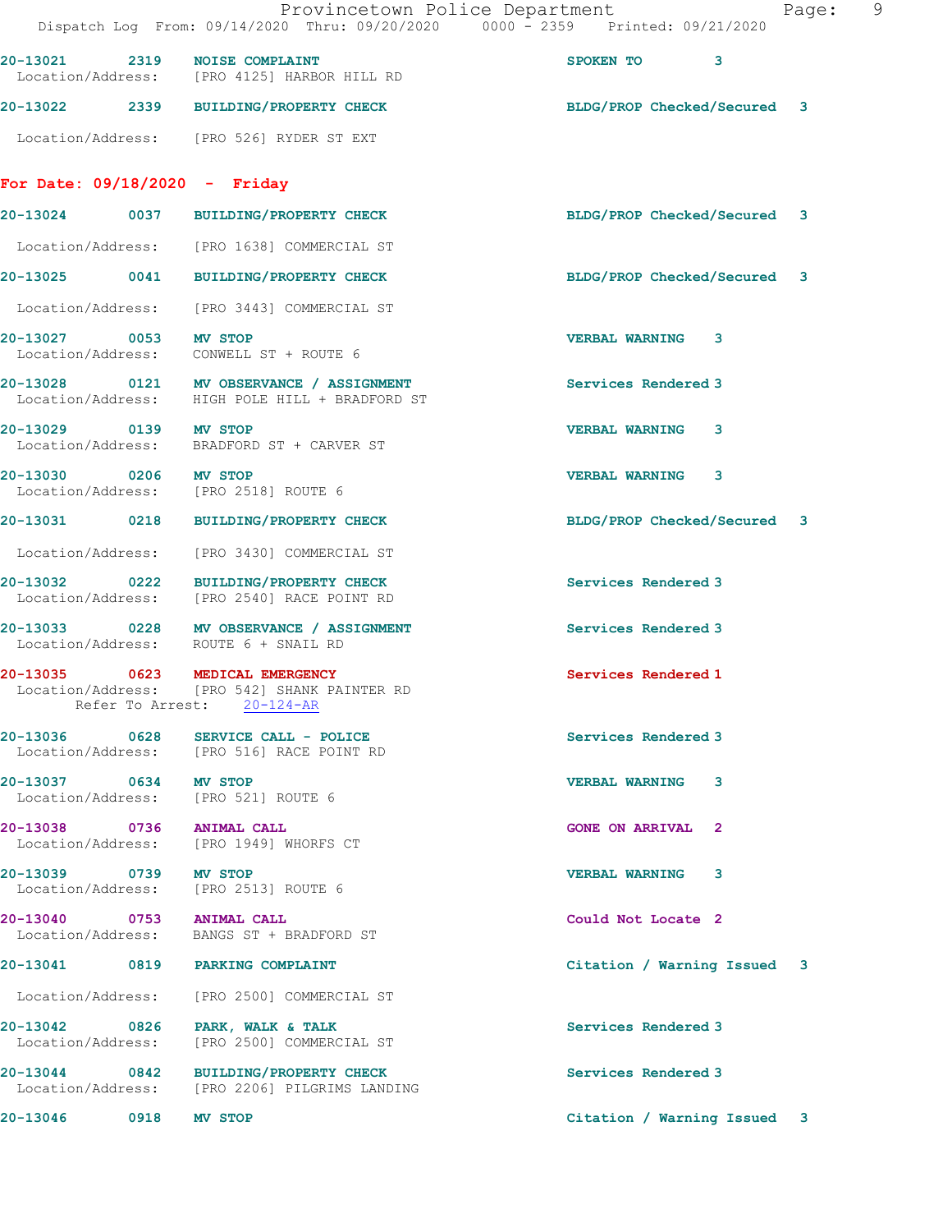20-13021 2319 NOISE COMPLAINT SPOKEN TO 3
Location/Address: [PRO 4125] HARBOR HILL RD

20-13022 2339 BUILDING/PROPERTY CHECK BLDG/PROP Checked/Secured 3
Location/Address: [PRO 526] RYDER ST EXT

## For Date: 09/18/2020 - Friday

20-13024 0037 BUILDING/PROPERTY CHECK BLDG/PROP Checked/Secured 3
Location/Address: [PRO 1638] COMMERCIAL ST

20-13025 0041 BUILDING/PROPERTY CHECK BLDG/PROP Checked/Secured 3
Location/Address: [PRO 3443] COMMERCIAL ST

20-13027 0053 MV STOP VERBAL WARNING 3
Location/Address: CONWELL ST + ROUTE 6

20-13028 0121 MV OBSERVANCE / ASSIGNMENT Services Rendered 3
Location/Address: HIGH POLE HILL + BRADFORD ST

20-13029 0139 MV STOP VERBAL WARNING 3
Location/Address: BRADFORD ST + CARVER ST

20-13030 0206 MV STOP VERBAL WARNING 3
Location/Address: [PRO 2518] ROUTE 6

20-13031 0218 BUILDING/PROPERTY CHECK BLDG/PROP Checked/Secured 3
Location/Address: [PRO 3430] COMMERCIAL ST

20-13032 0222 BUILDING/PROPERTY CHECK Services Rendered 3
Location/Address: [PRO 2540] RACE POINT RD

20-13033 0228 MV OBSERVANCE / ASSIGNMENT Services Rendered 3
Location/Address: ROUTE 6 + SNAIL RD

20-13035 0623 MEDICAL EMERGENCY Services Rendered 1
Location/Address: [PRO 542] SHANK PAINTER RD
Refer To Arrest: 20-124-AR

20-13036 0628 SERVICE CALL - POLICE Services Rendered 3
Location/Address: [PRO 516] RACE POINT RD

20-13037 0634 MV STOP VERBAL WARNING 3
Location/Address: [PRO 521] ROUTE 6

20-13038 0736 ANIMAL CALL GONE ON ARRIVAL 2
Location/Address: [PRO 1949] WHORFS CT

20-13039 0739 MV STOP VERBAL WARNING 3
Location/Address: [PRO 2513] ROUTE 6

20-13040 0753 ANIMAL CALL Could Not Locate 2
Location/Address: BANGS ST + BRADFORD ST

20-13041 0819 PARKING COMPLAINT Citation / Warning Issued 3
Location/Address: [PRO 2500] COMMERCIAL ST

20-13042 0826 PARK, WALK & TALK Services Rendered 3
Location/Address: [PRO 2500] COMMERCIAL ST

20-13044 0842 BUILDING/PROPERTY CHECK Services Rendered 3
Location/Address: [PRO 2206] PILGRIMS LANDING

20-13046 0918 MV STOP Citation / Warning Issued 3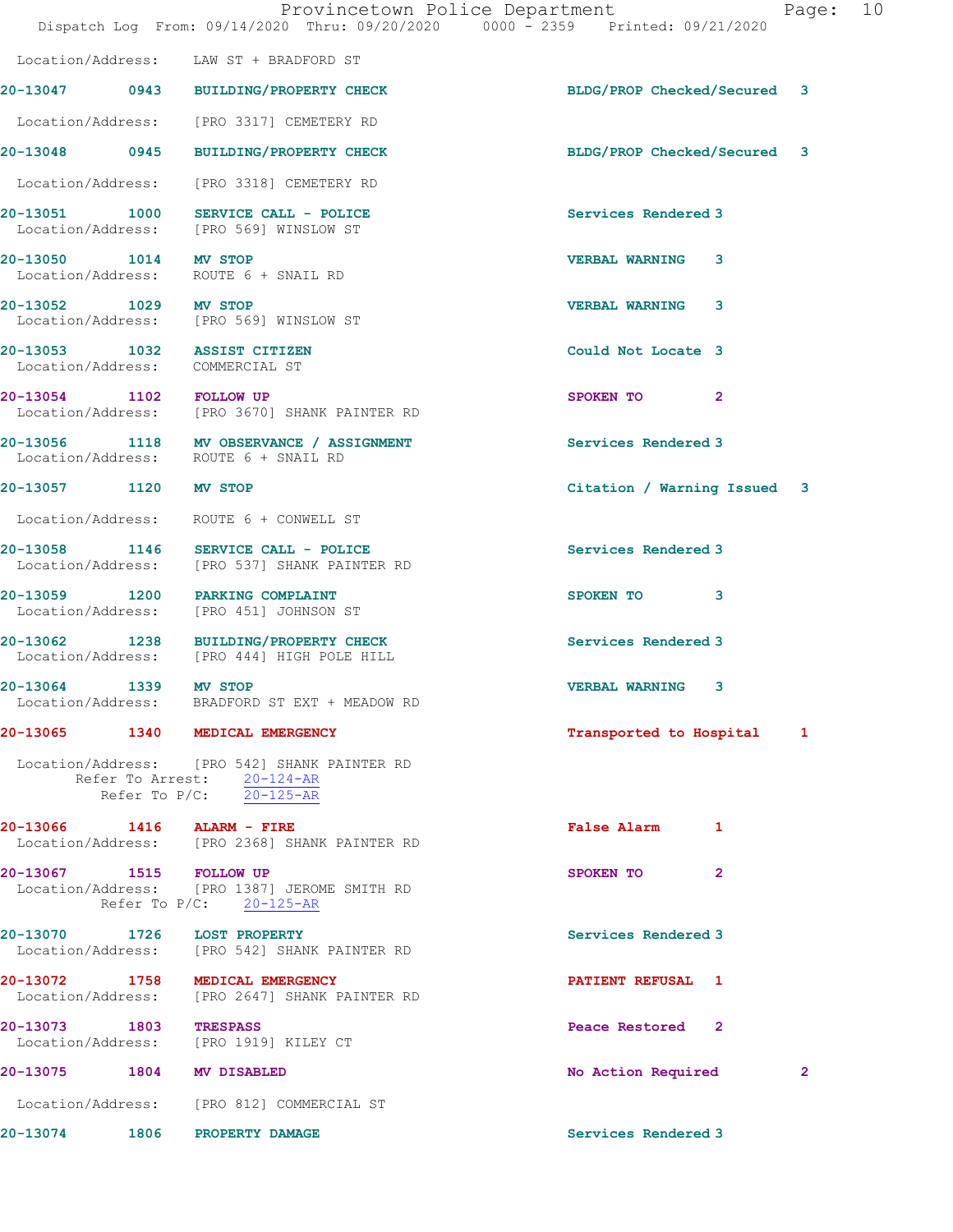Location/Address: LAW ST + BRADFORD ST

**20-13047 0943 BUILDING/PROPERTY CHECK** BLDG/PROP Checked/Secured 3

Location/Address: [PRO 3317] CEMETERY RD

**20-13048 0945 BUILDING/PROPERTY CHECK** BLDG/PROP Checked/Secured 3

Location/Address: [PRO 3318] CEMETERY RD

**20-13051 1000 SERVICE CALL - POLICE** Services Rendered 3
Location/Address: [PRO 569] WINSLOW ST

**20-13050 1014 MV STOP** VERBAL WARNING 3
Location/Address: ROUTE 6 + SNAIL RD

**20-13052 1029 MV STOP** VERBAL WARNING 3
Location/Address: [PRO 569] WINSLOW ST

**20-13053 1032 ASSIST CITIZEN** Could Not Locate 3
Location/Address: COMMERCIAL ST

**20-13054 1102 FOLLOW UP** SPOKEN TO 2
Location/Address: [PRO 3670] SHANK PAINTER RD

**20-13056 1118 MV OBSERVANCE / ASSIGNMENT** Services Rendered 3
Location/Address: ROUTE 6 + SNAIL RD

**20-13057 1120 MV STOP** Citation / Warning Issued 3

Location/Address: ROUTE 6 + CONWELL ST

**20-13058 1146 SERVICE CALL - POLICE** Services Rendered 3
Location/Address: [PRO 537] SHANK PAINTER RD

**20-13059 1200 PARKING COMPLAINT** SPOKEN TO 3
Location/Address: [PRO 451] JOHNSON ST

**20-13062 1238 BUILDING/PROPERTY CHECK** Services Rendered 3
Location/Address: [PRO 444] HIGH POLE HILL

**20-13064 1339 MV STOP** VERBAL WARNING 3
Location/Address: BRADFORD ST EXT + MEADOW RD

**20-13065 1340 MEDICAL EMERGENCY** Transported to Hospital 1

Location/Address: [PRO 542] SHANK PAINTER RD
Refer To Arrest: 20-124-AR
Refer To P/C: 20-125-AR

**20-13066 1416 ALARM - FIRE** False Alarm 1
Location/Address: [PRO 2368] SHANK PAINTER RD

**20-13067 1515 FOLLOW UP** SPOKEN TO 2
Location/Address: [PRO 1387] JEROME SMITH RD
Refer To P/C: 20-125-AR

**20-13070 1726 LOST PROPERTY** Services Rendered 3
Location/Address: [PRO 542] SHANK PAINTER RD

**20-13072 1758 MEDICAL EMERGENCY** PATIENT REFUSAL 1
Location/Address: [PRO 2647] SHANK PAINTER RD

**20-13073 1803 TRESPASS** Peace Restored 2
Location/Address: [PRO 1919] KILEY CT

**20-13075 1804 MV DISABLED** No Action Required 2

Location/Address: [PRO 812] COMMERCIAL ST

**20-13074 1806 PROPERTY DAMAGE** Services Rendered 3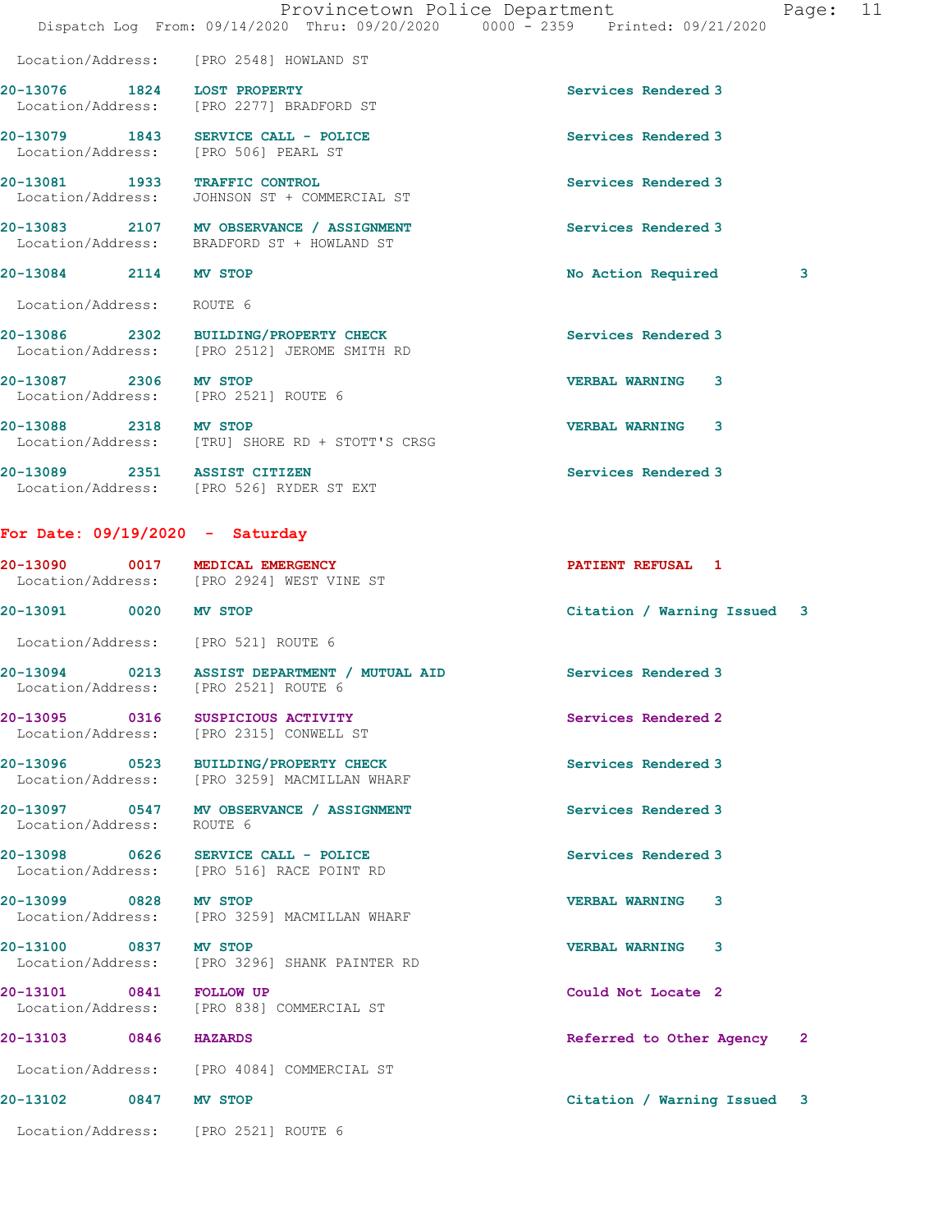Location/Address: [PRO 2548] HOWLAND ST

**20-13076 1824 LOST PROPERTY** Services Rendered 3
Location/Address: [PRO 2277] BRADFORD ST

**20-13079 1843 SERVICE CALL - POLICE** Services Rendered 3
Location/Address: [PRO 506] PEARL ST

**20-13081 1933 TRAFFIC CONTROL** Services Rendered 3
Location/Address: JOHNSON ST + COMMERCIAL ST

**20-13083 2107 MV OBSERVANCE / ASSIGNMENT** Services Rendered 3
Location/Address: BRADFORD ST + HOWLAND ST

**20-13084 2114 MV STOP** No Action Required 3
Location/Address: ROUTE 6

**20-13086 2302 BUILDING/PROPERTY CHECK** Services Rendered 3
Location/Address: [PRO 2512] JEROME SMITH RD

**20-13087 2306 MV STOP** VERBAL WARNING 3
Location/Address: [PRO 2521] ROUTE 6

**20-13088 2318 MV STOP** VERBAL WARNING 3
Location/Address: [TRU] SHORE RD + STOTT'S CRSG

**20-13089 2351 ASSIST CITIZEN** Services Rendered 3
Location/Address: [PRO 526] RYDER ST EXT

## For Date: 09/19/2020 - Saturday

**20-13090 0017 MEDICAL EMERGENCY** PATIENT REFUSAL 1
Location/Address: [PRO 2924] WEST VINE ST

**20-13091 0020 MV STOP** Citation / Warning Issued 3
Location/Address: [PRO 521] ROUTE 6

**20-13094 0213 ASSIST DEPARTMENT / MUTUAL AID** Services Rendered 3
Location/Address: [PRO 2521] ROUTE 6

**20-13095 0316 SUSPICIOUS ACTIVITY** Services Rendered 2
Location/Address: [PRO 2315] CONWELL ST

**20-13096 0523 BUILDING/PROPERTY CHECK** Services Rendered 3
Location/Address: [PRO 3259] MACMILLAN WHARF

**20-13097 0547 MV OBSERVANCE / ASSIGNMENT** Services Rendered 3
Location/Address: ROUTE 6

**20-13098 0626 SERVICE CALL - POLICE** Services Rendered 3
Location/Address: [PRO 516] RACE POINT RD

**20-13099 0828 MV STOP** VERBAL WARNING 3
Location/Address: [PRO 3259] MACMILLAN WHARF

**20-13100 0837 MV STOP** VERBAL WARNING 3
Location/Address: [PRO 3296] SHANK PAINTER RD

**20-13101 0841 FOLLOW UP** Could Not Locate 2
Location/Address: [PRO 838] COMMERCIAL ST

**20-13103 0846 HAZARDS** Referred to Other Agency 2
Location/Address: [PRO 4084] COMMERCIAL ST

**20-13102 0847 MV STOP** Citation / Warning Issued 3
Location/Address: [PRO 2521] ROUTE 6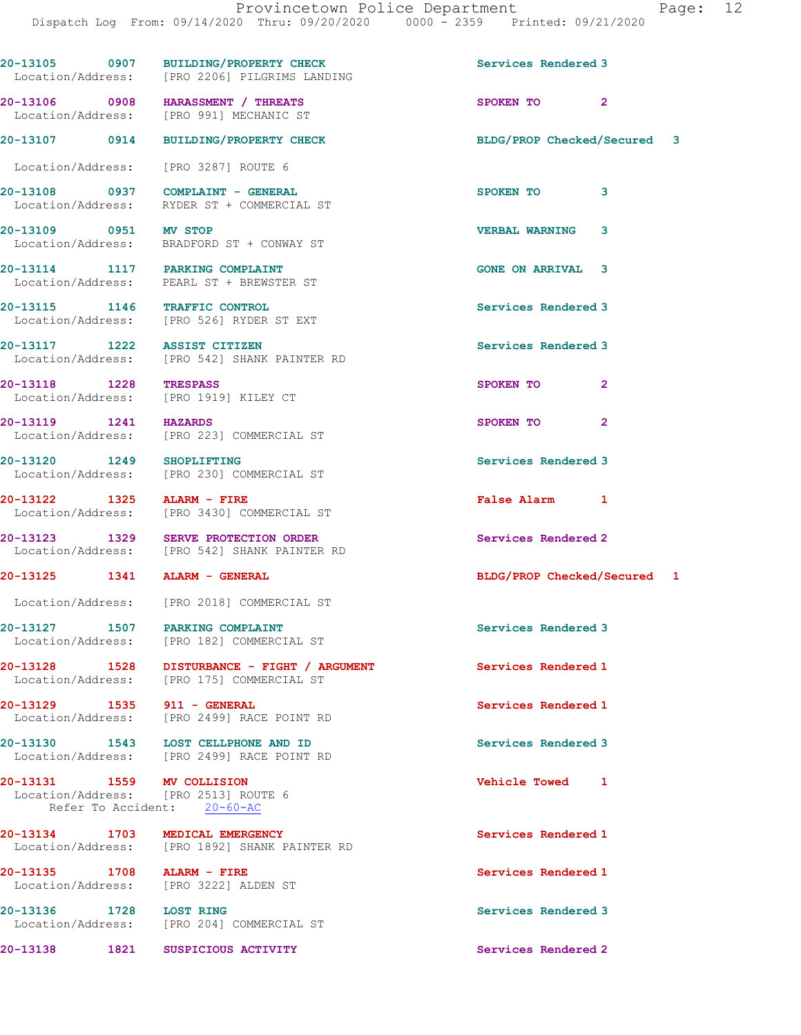20-13105 0907 BUILDING/PROPERTY CHECK Services Rendered 3
Location/Address: [PRO 2206] PILGRIMS LANDING

20-13106 0908 HARASSMENT / THREATS SPOKEN TO 2
Location/Address: [PRO 991] MECHANIC ST

20-13107 0914 BUILDING/PROPERTY CHECK BLDG/PROP Checked/Secured 3
Location/Address: [PRO 3287] ROUTE 6

20-13108 0937 COMPLAINT - GENERAL SPOKEN TO 3
Location/Address: RYDER ST + COMMERCIAL ST

20-13109 0951 MV STOP VERBAL WARNING 3
Location/Address: BRADFORD ST + CONWAY ST

20-13114 1117 PARKING COMPLAINT GONE ON ARRIVAL 3
Location/Address: PEARL ST + BREWSTER ST

20-13115 1146 TRAFFIC CONTROL Services Rendered 3
Location/Address: [PRO 526] RYDER ST EXT

20-13117 1222 ASSIST CITIZEN Services Rendered 3
Location/Address: [PRO 542] SHANK PAINTER RD

20-13118 1228 TRESPASS SPOKEN TO 2
Location/Address: [PRO 1919] KILEY CT

20-13119 1241 HAZARDS SPOKEN TO 2
Location/Address: [PRO 223] COMMERCIAL ST

20-13120 1249 SHOPLIFTING Services Rendered 3
Location/Address: [PRO 230] COMMERCIAL ST

20-13122 1325 ALARM - FIRE False Alarm 1
Location/Address: [PRO 3430] COMMERCIAL ST

20-13123 1329 SERVE PROTECTION ORDER Services Rendered 2
Location/Address: [PRO 542] SHANK PAINTER RD

20-13125 1341 ALARM - GENERAL BLDG/PROP Checked/Secured 1
Location/Address: [PRO 2018] COMMERCIAL ST

20-13127 1507 PARKING COMPLAINT Services Rendered 3
Location/Address: [PRO 182] COMMERCIAL ST

20-13128 1528 DISTURBANCE - FIGHT / ARGUMENT Services Rendered 1
Location/Address: [PRO 175] COMMERCIAL ST

20-13129 1535 911 - GENERAL Services Rendered 1
Location/Address: [PRO 2499] RACE POINT RD

20-13130 1543 LOST CELLPHONE AND ID Services Rendered 3
Location/Address: [PRO 2499] RACE POINT RD

20-13131 1559 MV COLLISION Vehicle Towed 1
Location/Address: [PRO 2513] ROUTE 6
Refer To Accident: 20-60-AC

20-13134 1703 MEDICAL EMERGENCY Services Rendered 1
Location/Address: [PRO 1892] SHANK PAINTER RD

20-13135 1708 ALARM - FIRE Services Rendered 1
Location/Address: [PRO 3222] ALDEN ST

20-13136 1728 LOST RING Services Rendered 3
Location/Address: [PRO 204] COMMERCIAL ST

20-13138 1821 SUSPICIOUS ACTIVITY Services Rendered 2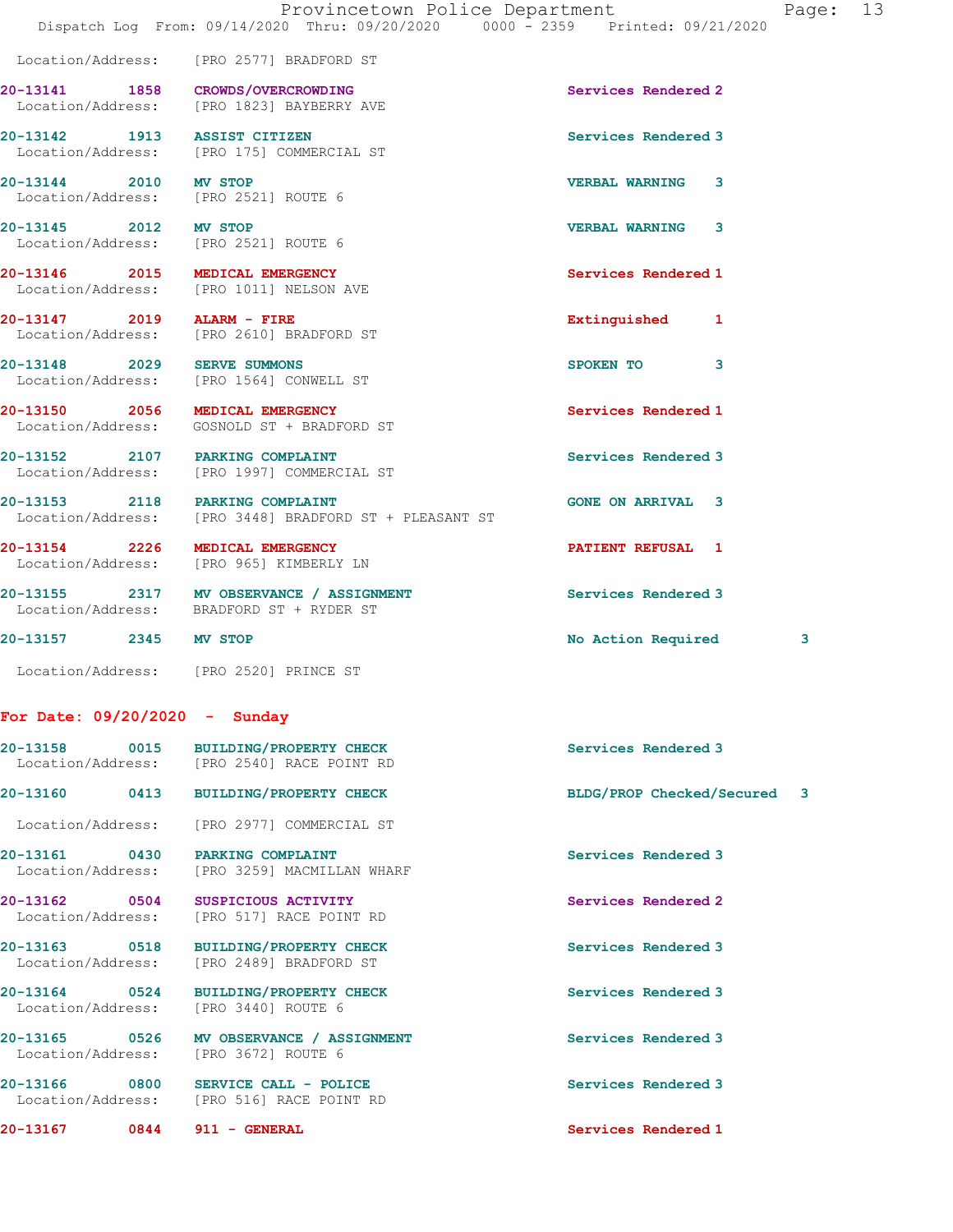Location/Address: [PRO 2577] BRADFORD ST

**20-13141 1858 CROWDS/OVERCROWDING** Services Rendered 2
Location/Address: [PRO 1823] BAYBERRY AVE

**20-13142 1913 ASSIST CITIZEN** Services Rendered 3
Location/Address: [PRO 175] COMMERCIAL ST

**20-13144 2010 MV STOP** VERBAL WARNING 3
Location/Address: [PRO 2521] ROUTE 6

**20-13145 2012 MV STOP** VERBAL WARNING 3
Location/Address: [PRO 2521] ROUTE 6

**20-13146 2015 MEDICAL EMERGENCY** Services Rendered 1
Location/Address: [PRO 1011] NELSON AVE

**20-13147 2019 ALARM - FIRE** Extinguished 1
Location/Address: [PRO 2610] BRADFORD ST

**20-13148 2029 SERVE SUMMONS** SPOKEN TO 3
Location/Address: [PRO 1564] CONWELL ST

**20-13150 2056 MEDICAL EMERGENCY** Services Rendered 1
Location/Address: GOSNOLD ST + BRADFORD ST

**20-13152 2107 PARKING COMPLAINT** Services Rendered 3
Location/Address: [PRO 1997] COMMERCIAL ST

**20-13153 2118 PARKING COMPLAINT** GONE ON ARRIVAL 3
Location/Address: [PRO 3448] BRADFORD ST + PLEASANT ST

**20-13154 2226 MEDICAL EMERGENCY** PATIENT REFUSAL 1
Location/Address: [PRO 965] KIMBERLY LN

**20-13155 2317 MV OBSERVANCE / ASSIGNMENT** Services Rendered 3
Location/Address: BRADFORD ST + RYDER ST

**20-13157 2345 MV STOP** No Action Required 3
Location/Address: [PRO 2520] PRINCE ST

## For Date: 09/20/2020 - Sunday

**20-13158 0015 BUILDING/PROPERTY CHECK** Services Rendered 3
Location/Address: [PRO 2540] RACE POINT RD

**20-13160 0413 BUILDING/PROPERTY CHECK** BLDG/PROP Checked/Secured 3
Location/Address: [PRO 2977] COMMERCIAL ST

**20-13161 0430 PARKING COMPLAINT** Services Rendered 3
Location/Address: [PRO 3259] MACMILLAN WHARF

**20-13162 0504 SUSPICIOUS ACTIVITY** Services Rendered 2
Location/Address: [PRO 517] RACE POINT RD

**20-13163 0518 BUILDING/PROPERTY CHECK** Services Rendered 3
Location/Address: [PRO 2489] BRADFORD ST

**20-13164 0524 BUILDING/PROPERTY CHECK** Services Rendered 3
Location/Address: [PRO 3440] ROUTE 6

**20-13165 0526 MV OBSERVANCE / ASSIGNMENT** Services Rendered 3
Location/Address: [PRO 3672] ROUTE 6

**20-13166 0800 SERVICE CALL - POLICE** Services Rendered 3
Location/Address: [PRO 516] RACE POINT RD

**20-13167 0844 911 - GENERAL** Services Rendered 1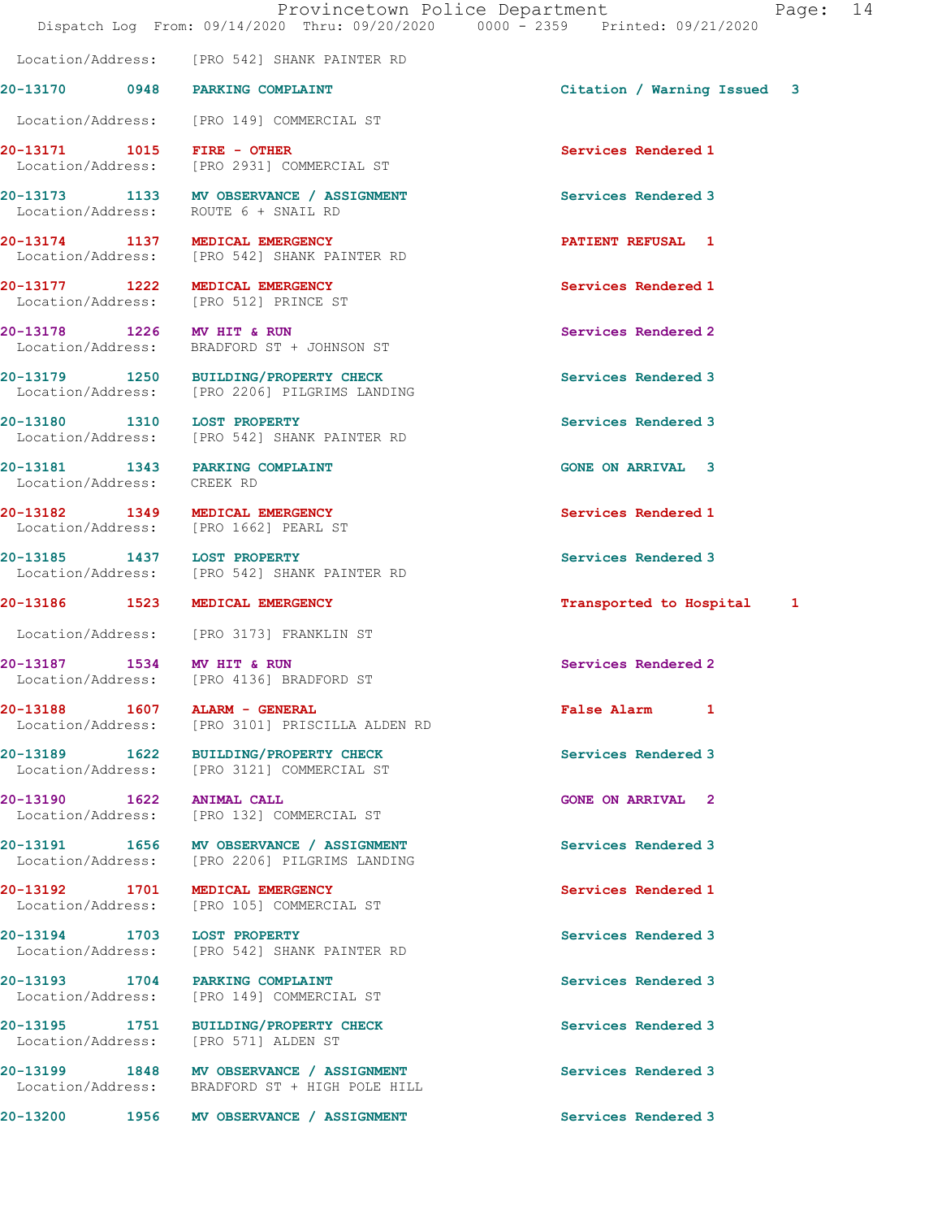Location/Address: [PRO 542] SHANK PAINTER RD

| Call # | Time | Call Reason | Action | Priority |
|---|---|---|---|---|
| 20-13170 | 0948 | PARKING COMPLAINT | Citation / Warning Issued | 3 |

Location/Address: [PRO 149] COMMERCIAL ST

| Call # | Time | Call Reason | Action | Priority |
|---|---|---|---|---|
| 20-13171 | 1015 | FIRE - OTHER | Services Rendered | 1 |

Location/Address: [PRO 2931] COMMERCIAL ST

| Call # | Time | Call Reason | Action | Priority |
|---|---|---|---|---|
| 20-13173 | 1133 | MV OBSERVANCE / ASSIGNMENT | Services Rendered | 3 |

Location/Address: ROUTE 6 + SNAIL RD

| Call # | Time | Call Reason | Action | Priority |
|---|---|---|---|---|
| 20-13174 | 1137 | MEDICAL EMERGENCY | PATIENT REFUSAL | 1 |

Location/Address: [PRO 542] SHANK PAINTER RD

| Call # | Time | Call Reason | Action | Priority |
|---|---|---|---|---|
| 20-13177 | 1222 | MEDICAL EMERGENCY | Services Rendered | 1 |

Location/Address: [PRO 512] PRINCE ST

| Call # | Time | Call Reason | Action | Priority |
|---|---|---|---|---|
| 20-13178 | 1226 | MV HIT & RUN | Services Rendered | 2 |

Location/Address: BRADFORD ST + JOHNSON ST

| Call # | Time | Call Reason | Action | Priority |
|---|---|---|---|---|
| 20-13179 | 1250 | BUILDING/PROPERTY CHECK | Services Rendered | 3 |

Location/Address: [PRO 2206] PILGRIMS LANDING

| Call # | Time | Call Reason | Action | Priority |
|---|---|---|---|---|
| 20-13180 | 1310 | LOST PROPERTY | Services Rendered | 3 |

Location/Address: [PRO 542] SHANK PAINTER RD

| Call # | Time | Call Reason | Action | Priority |
|---|---|---|---|---|
| 20-13181 | 1343 | PARKING COMPLAINT | GONE ON ARRIVAL | 3 |

Location/Address: CREEK RD

| Call # | Time | Call Reason | Action | Priority |
|---|---|---|---|---|
| 20-13182 | 1349 | MEDICAL EMERGENCY | Services Rendered | 1 |

Location/Address: [PRO 1662] PEARL ST

| Call # | Time | Call Reason | Action | Priority |
|---|---|---|---|---|
| 20-13185 | 1437 | LOST PROPERTY | Services Rendered | 3 |

Location/Address: [PRO 542] SHANK PAINTER RD

| Call # | Time | Call Reason | Action | Priority |
|---|---|---|---|---|
| 20-13186 | 1523 | MEDICAL EMERGENCY | Transported to Hospital | 1 |

Location/Address: [PRO 3173] FRANKLIN ST

| Call # | Time | Call Reason | Action | Priority |
|---|---|---|---|---|
| 20-13187 | 1534 | MV HIT & RUN | Services Rendered | 2 |

Location/Address: [PRO 4136] BRADFORD ST

| Call # | Time | Call Reason | Action | Priority |
|---|---|---|---|---|
| 20-13188 | 1607 | ALARM - GENERAL | False Alarm | 1 |

Location/Address: [PRO 3101] PRISCILLA ALDEN RD

| Call # | Time | Call Reason | Action | Priority |
|---|---|---|---|---|
| 20-13189 | 1622 | BUILDING/PROPERTY CHECK | Services Rendered | 3 |

Location/Address: [PRO 3121] COMMERCIAL ST

| Call # | Time | Call Reason | Action | Priority |
|---|---|---|---|---|
| 20-13190 | 1622 | ANIMAL CALL | GONE ON ARRIVAL | 2 |

Location/Address: [PRO 132] COMMERCIAL ST

| Call # | Time | Call Reason | Action | Priority |
|---|---|---|---|---|
| 20-13191 | 1656 | MV OBSERVANCE / ASSIGNMENT | Services Rendered | 3 |

Location/Address: [PRO 2206] PILGRIMS LANDING

| Call # | Time | Call Reason | Action | Priority |
|---|---|---|---|---|
| 20-13192 | 1701 | MEDICAL EMERGENCY | Services Rendered | 1 |

Location/Address: [PRO 105] COMMERCIAL ST

| Call # | Time | Call Reason | Action | Priority |
|---|---|---|---|---|
| 20-13194 | 1703 | LOST PROPERTY | Services Rendered | 3 |

Location/Address: [PRO 542] SHANK PAINTER RD

| Call # | Time | Call Reason | Action | Priority |
|---|---|---|---|---|
| 20-13193 | 1704 | PARKING COMPLAINT | Services Rendered | 3 |

Location/Address: [PRO 149] COMMERCIAL ST

| Call # | Time | Call Reason | Action | Priority |
|---|---|---|---|---|
| 20-13195 | 1751 | BUILDING/PROPERTY CHECK | Services Rendered | 3 |

Location/Address: [PRO 571] ALDEN ST

| Call # | Time | Call Reason | Action | Priority |
|---|---|---|---|---|
| 20-13199 | 1848 | MV OBSERVANCE / ASSIGNMENT | Services Rendered | 3 |

Location/Address: BRADFORD ST + HIGH POLE HILL

| Call # | Time | Call Reason | Action | Priority |
|---|---|---|---|---|
| 20-13200 | 1956 | MV OBSERVANCE / ASSIGNMENT | Services Rendered | 3 |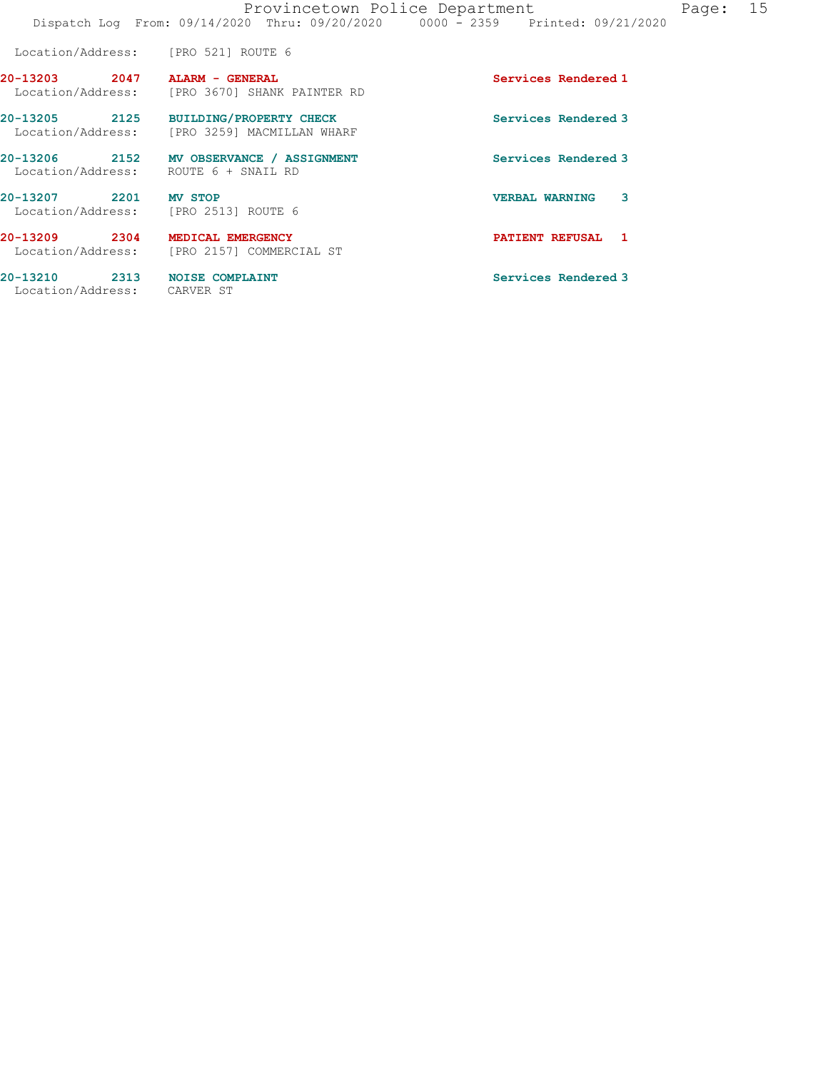Location/Address: [PRO 521] ROUTE 6

**20-13203 2047 ALARM - GENERAL** Services Rendered 1
Location/Address: [PRO 3670] SHANK PAINTER RD

**20-13205 2125 BUILDING/PROPERTY CHECK** Services Rendered 3
Location/Address: [PRO 3259] MACMILLAN WHARF

**20-13206 2152 MV OBSERVANCE / ASSIGNMENT** Services Rendered 3
Location/Address: ROUTE 6 + SNAIL RD

**20-13207 2201 MV STOP** VERBAL WARNING 3
Location/Address: [PRO 2513] ROUTE 6

**20-13209 2304 MEDICAL EMERGENCY** PATIENT REFUSAL 1
Location/Address: [PRO 2157] COMMERCIAL ST

**20-13210 2313 NOISE COMPLAINT** Services Rendered 3
Location/Address: CARVER ST